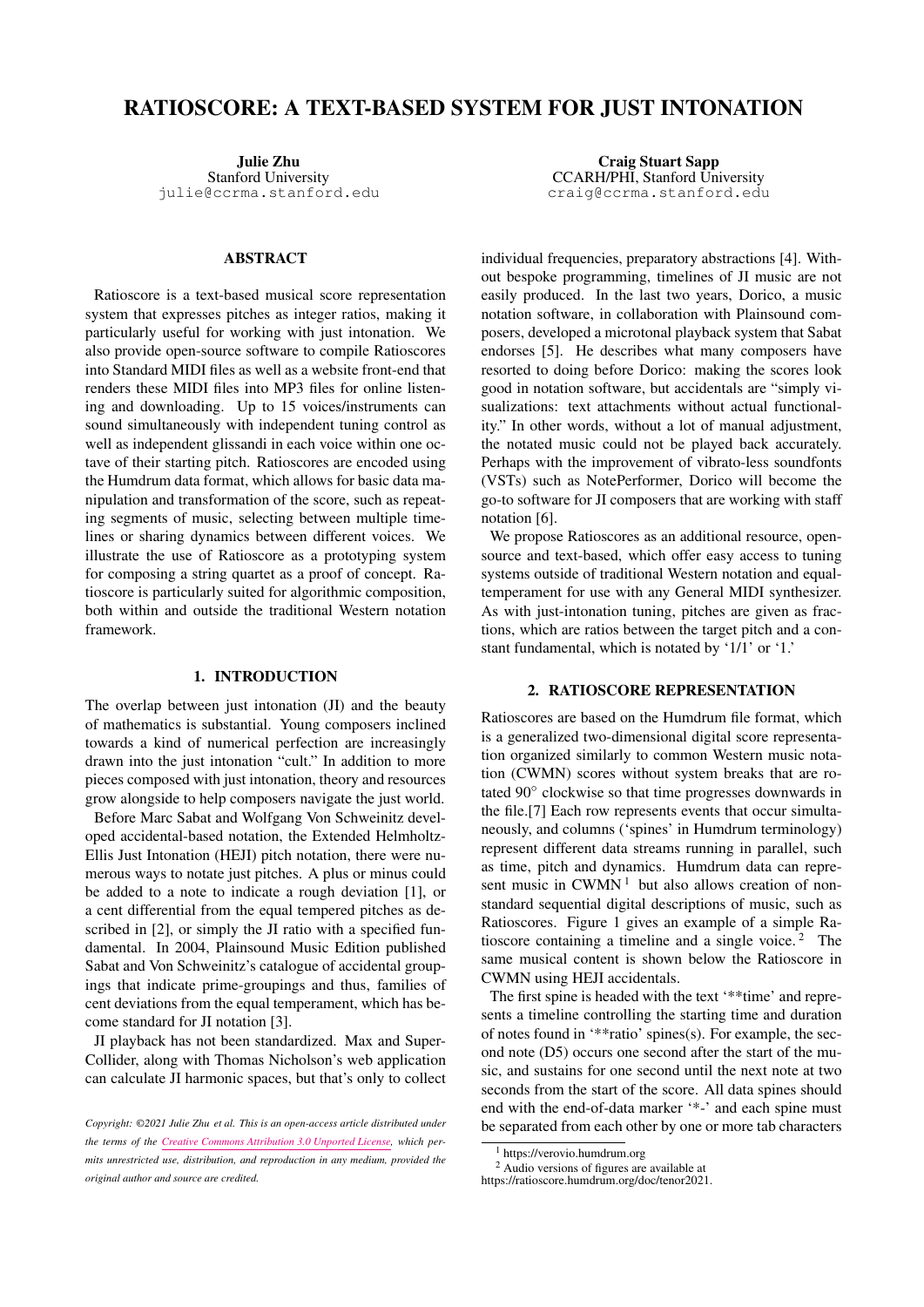# RATIOSCORE: A TEXT-BASED SYSTEM FOR JUST INTONATION

**Julie Zhu**
Stanford University
julie@ccrma.stanford.edu

**Craig Stuart Sapp**
CCARH/PHI, Stanford University
craig@ccrma.stanford.edu

## ABSTRACT

Ratioscore is a text-based musical score representation system that expresses pitches as integer ratios, making it particularly useful for working with just intonation. We also provide open-source software to compile Ratioscores into Standard MIDI files as well as a website front-end that renders these MIDI files into MP3 files for online listening and downloading. Up to 15 voices/instruments can sound simultaneously with independent tuning control as well as independent glissandi in each voice within one octave of their starting pitch. Ratioscores are encoded using the Humdrum data format, which allows for basic data manipulation and transformation of the score, such as repeating segments of music, selecting between multiple timelines or sharing dynamics between different voices. We illustrate the use of Ratioscore as a prototyping system for composing a string quartet as a proof of concept. Ratioscore is particularly suited for algorithmic composition, both within and outside the traditional Western notation framework.

## 1. INTRODUCTION

The overlap between just intonation (JI) and the beauty of mathematics is substantial. Young composers inclined towards a kind of numerical perfection are increasingly drawn into the just intonation "cult." In addition to more pieces composed with just intonation, theory and resources grow alongside to help composers navigate the just world.

Before Marc Sabat and Wolfgang Von Schweinitz developed accidental-based notation, the Extended Helmholtz-Ellis Just Intonation (HEJI) pitch notation, there were numerous ways to notate just pitches. A plus or minus could be added to a note to indicate a rough deviation [1], or a cent differential from the equal tempered pitches as described in [2], or simply the JI ratio with a specified fundamental. In 2004, Plainsound Music Edition published Sabat and Von Schweinitz's catalogue of accidental groupings that indicate prime-groupings and thus, families of cent deviations from the equal temperament, which has become standard for JI notation [3].

JI playback has not been standardized. Max and SuperCollider, along with Thomas Nicholson's web application can calculate JI harmonic spaces, but that's only to collect individual frequencies, preparatory abstractions [4]. Without bespoke programming, timelines of JI music are not easily produced. In the last two years, Dorico, a music notation software, in collaboration with Plainsound composers, developed a microtonal playback system that Sabat endorses [5]. He describes what many composers have resorted to doing before Dorico: making the scores look good in notation software, but accidentals are "simply visualizations: text attachments without actual functionality." In other words, without a lot of manual adjustment, the notated music could not be played back accurately. Perhaps with the improvement of vibrato-less soundfonts (VSTs) such as NotePerformer, Dorico will become the go-to software for JI composers that are working with staff notation [6].

We propose Ratioscores as an additional resource, open-source and text-based, which offer easy access to tuning systems outside of traditional Western notation and equal-temperament for use with any General MIDI synthesizer. As with just-intonation tuning, pitches are given as fractions, which are ratios between the target pitch and a constant fundamental, which is notated by '1/1' or '1.'

## 2. RATIOSCORE REPRESENTATION

Ratioscores are based on the Humdrum file format, which is a generalized two-dimensional digital score representation organized similarly to common Western music notation (CWMN) scores without system breaks that are rotated 90° clockwise so that time progresses downwards in the file.[7] Each row represents events that occur simultaneously, and columns ('spines' in Humdrum terminology) represent different data streams running in parallel, such as time, pitch and dynamics. Humdrum data can represent music in CWMN [1] but also allows creation of non-standard sequential digital descriptions of music, such as Ratioscores. Figure 1 gives an example of a simple Ratioscore containing a timeline and a single voice. [2] The same musical content is shown below the Ratioscore in CWMN using HEJI accidentals.

The first spine is headed with the text '**time' and represents a timeline controlling the starting time and duration of notes found in '**ratio' spines(s). For example, the second note (D5) occurs one second after the start of the music, and sustains for one second until the next note at two seconds from the start of the score. All data spines should end with the end-of-data marker '*-' and each spine must be separated from each other by one or more tab characters

*Copyright: ©2021 Julie Zhu et al. This is an open-access article distributed under the terms of the Creative Commons Attribution 3.0 Unported License, which permits unrestricted use, distribution, and reproduction in any medium, provided the original author and source are credited.*

[1] https://verovio.humdrum.org

[2] Audio versions of figures are available at https://ratioscore.humdrum.org/doc/tenor2021.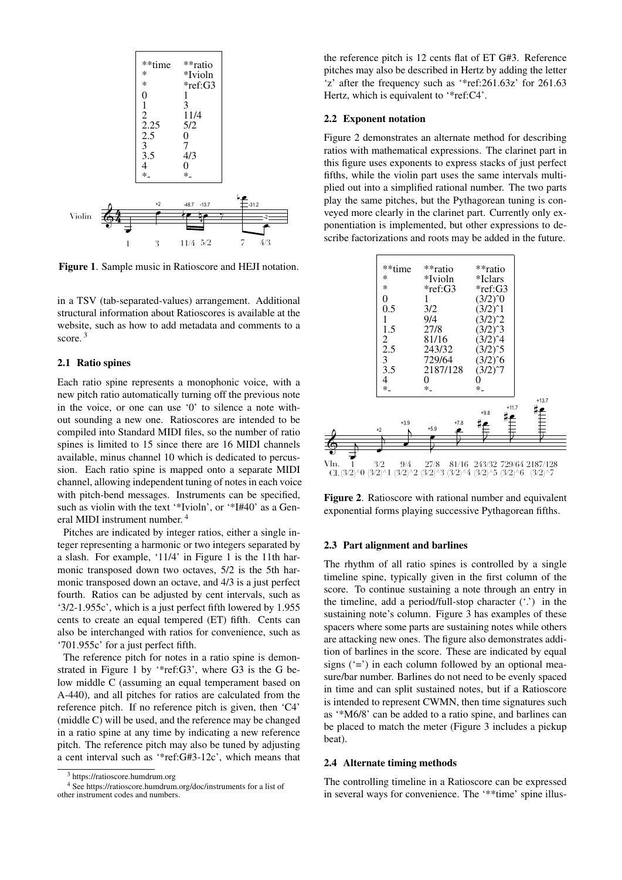```
**time	**ratio
*	*Ivioln
*	*ref:G3
0	1
1	3
2	11/4
2.25	5/2
2.5	0
3	7
3.5	4/3
4	0
*-	*-
```

**Figure 1**. Sample music in Ratioscore and HEJI notation.

in a TSV (tab-separated-values) arrangement. Additional structural information about Ratioscore is available at the website, such as how to add metadata and comments to a score. [3]

### 2.1 Ratio spines

Each ratio spine represents a monophonic voice, with a new pitch ratio automatically turning off the previous note in the voice, or one can use '0' to silence a note without sounding a new one. Ratioscores are intended to be compiled into Standard MIDI files, so the number of ratio spines is limited to 15 since there are 16 MIDI channels available, minus channel 10 which is dedicated to percussion. Each ratio spine is mapped onto a separate MIDI channel, allowing independent tuning of notes in each voice with pitch-bend messages. Instruments can be specified, such as violin with the text '*Ivioln', or '*I#40' as a General MIDI instrument number. [4]

Pitches are indicated by integer ratios, either a single integer representing a harmonic or two integers separated by a slash. For example, '11/4' in Figure 1 is the 11th harmonic transposed down two octaves, 5/2 is the 5th harmonic transposed down an octave, and 4/3 is a just perfect fourth. Ratios can be adjusted by cent intervals, such as '3/2-1.955c', which is a just perfect fifth lowered by 1.955 cents to create an equal tempered (ET) fifth. Cents can also be interchanged with ratios for convenience, such as '701.955c' for a just perfect fifth.

The reference pitch for notes in a ratio spine is demonstrated in Figure 1 by '*ref:G3', where G3 is the G below middle C (assuming an equal temperament based on A-440), and all pitches for ratios are calculated from the reference pitch. If no reference pitch is given, then 'C4' (middle C) will be used, and the reference may be changed in a ratio spine at any time by indicating a new reference pitch. The reference pitch may also be tuned by adjusting a cent interval such as '*ref:G#3-12c', which means that the reference pitch is 12 cents flat of ET G#3. Reference pitches may also be described in Hertz by adding the letter 'z' after the frequency such as '*ref:261.63z' for 261.63 Hertz, which is equivalent to '*ref:C4'.

### 2.2 Exponent notation

Figure 2 demonstrates an alternate method for describing ratios with mathematical expressions. The clarinet part in this figure uses exponents to express stacks of just perfect fifths, while the violin part uses the same intervals multiplied out into a simplified rational number. The two parts play the same pitches, but the Pythagorean tuning is conveyed more clearly in the clarinet part. Currently only exponentiation is implemented, but other expressions to describe factorizations and roots may be added in the future.

```
**time	**ratio	**ratio
*	*Ivioln	*Iclars
*	*ref:G3	*ref:G3
0	1	(3/2)^0
0.5	3/2	(3/2)^1
1	9/4	(3/2)^2
1.5	27/8	(3/2)^3
2	81/16	(3/2)^4
2.5	243/32	(3/2)^5
3	729/64	(3/2)^6
3.5	2187/128	(3/2)^7
4	0	0
*-	*-	*-
```

**Figure 2**. Ratioscore with rational number and equivalent exponential forms playing successive Pythagorean fifths.

### 2.3 Part alignment and barlines

The rhythm of all ratio spines is controlled by a single timeline spine, typically given in the first column of the score. To continue sustaining a note through an entry in the timeline, add a period/full-stop character ('.') in the sustaining note's column. Figure 3 has examples of these spacers where some parts are sustaining notes while others are attacking new ones. The figure also demonstrates addition of barlines in the score. These are indicated by equal signs ('=') in each column followed by an optional measure/bar number. Barlines do not need to be evenly spaced in time and can split sustained notes, but if a Ratioscore is intended to represent CWMN, then time signatures such as '*M6/8' can be added to a ratio spine, and barlines can be placed to match the meter (Figure 3 includes a pickup beat).

### 2.4 Alternate timing methods

The controlling timeline in a Ratioscore can be expressed in several ways for convenience. The '**time' spine illus-

---

[3] https://ratioscore.humdrum.org

[4] See https://ratioscore.humdrum.org/doc/instruments for a list of other instrument codes and numbers.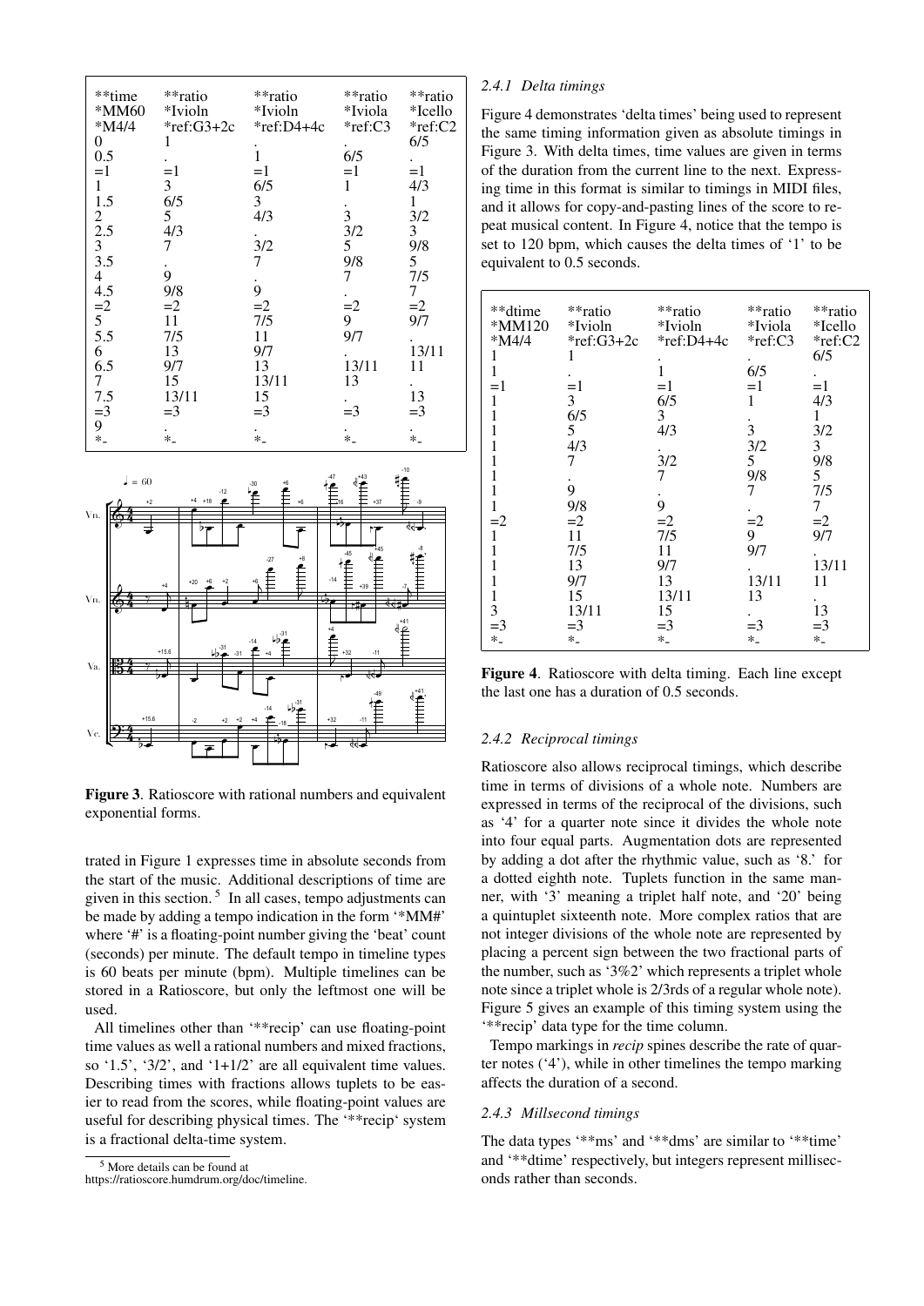```
**time    **ratio      **ratio      **ratio   **ratio
*MM60     *Ivioln      *Ivioln      *Iviola   *Icello
*M4/4     *ref:G3+2c   *ref:D4+4c   *ref:C3   *ref:C2
0         1            .            .         6/5
0.5       .            1            6/5       .
=1        =1           =1           =1        =1
1         3            6/5          1         4/3
1.5       6/5          3            .         1
2         5            4/3          3         3/2
2.5       4/3          .            3/2       3
3         7            3/2          5         9/8
3.5       .            7            9/8       5
4         9            .            7         7/5
4.5       9/8          9            .         7
=2        =2           =2           =2        =2
5         11           7/5          9         9/7
5.5       7/5          11           9/7       .
6         13           9/7          .         13/11
6.5       9/7          13           13/11     11
7         15           13/11        13        .
7.5       13/11        15           .         13
=3        =3           =3           =3        =3
9         .            .            .         .
*-        *-           *-           *-        *-
```

**Figure 3**. Ratioscore with rational numbers and equivalent exponential forms.

trated in Figure 1 expresses time in absolute seconds from the start of the music. Additional descriptions of time are given in this section.[5] In all cases, tempo adjustments can be made by adding a tempo indication in the form '*MM#' where '#' is a floating-point number giving the 'beat' count (seconds) per minute. The default tempo in timeline types is 60 beats per minute (bpm). Multiple timelines can be stored in a Ratioscore, but only the leftmost one will be used.

All timelines other than '**recip' can use floating-point time values as well a rational numbers and mixed fractions, so '1.5', '3/2', and '1+1/2' are all equivalent time values. Describing times with fractions allows tuplets to be easier to read from the scores, while floating-point values are useful for describing physical times. The '**recip' system is a fractional delta-time system.

[5] More details can be found at https://ratioscore.humdrum.org/doc/timeline.

#### 2.4.1 Delta timings

Figure 4 demonstrates 'delta times' being used to represent the same timing information given as absolute timings in Figure 3. With delta times, time values are given in terms of the duration from the current line to the next. Expressing time in this format is similar to timings in MIDI files, and it allows for copy-and-pasting lines of the score to repeat musical content. In Figure 4, notice that the tempo is set to 120 bpm, which causes the delta times of '1' to be equivalent to 0.5 seconds.

```
**dtime   **ratio      **ratio      **ratio   **ratio
*MM120    *Ivioln      *Ivioln      *Iviola   *Icello
*M4/4     *ref:G3+2c   *ref:D4+4c   *ref:C3   *ref:C2
1         1            .            .         6/5
1         .            1            6/5       .
=1        =1           =1           =1        =1
1         3            6/5          1         4/3
1         6/5          3            .         1
1         5            4/3          3         3/2
1         4/3          .            3/2       3
1         7            3/2          5         9/8
1         .            7            9/8       5
1         9            .            7         7/5
1         9/8          9            .         7
=2        =2           =2           =2        =2
1         11           7/5          9         9/7
1         7/5          11           9/7       .
1         13           9/7          .         13/11
1         9/7          13           13/11     11
1         15           13/11        13        .
3         13/11        15           .         13
=3        =3           =3           =3        =3
*-        *-           *-           *-        *-
```

**Figure 4**. Ratioscore with delta timing. Each line except the last one has a duration of 0.5 seconds.

#### 2.4.2 Reciprocal timings

Ratioscore also allows reciprocal timings, which describe time in terms of divisions of a whole note. Numbers are expressed in terms of the reciprocal of the divisions, such as '4' for a quarter note since it divides the whole note into four equal parts. Augmentation dots are represented by adding a dot after the rhythmic value, such as '8.' for a dotted eighth note. Tuplets function in the same manner, with '3' meaning a triplet half note, and '20' being a quintuplet sixteenth note. More complex ratios that are not integer divisions of the whole note are represented by placing a percent sign between the two fractional parts of the number, such as '3%2' which represents a triplet whole note since a triplet whole is 2/3rds of a regular whole note). Figure 5 gives an example of this timing system using the '**recip' data type for the time column.

Tempo markings in *recip* spines describe the rate of quarter notes ('4'), while in other timelines the tempo marking affects the duration of a second.

#### 2.4.3 Millsecond timings

The data types '**ms' and '**dms' are similar to '**time' and '**dtime' respectively, but integers represent milliseconds rather than seconds.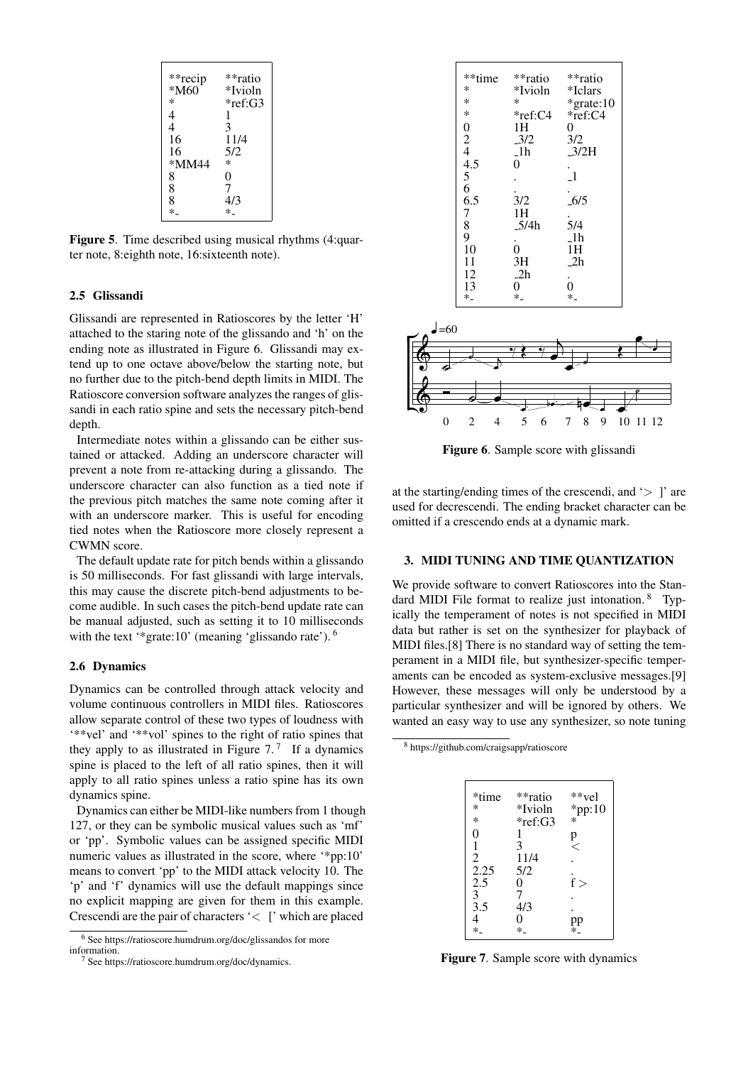```
**recip   **ratio
*M60      *Ivioln
*         *ref:G3
4         1
4         3
16        11/4
16        5/2
*MM44     *
8         0
8         7
8         4/3
*-        *-
```

**Figure 5**. Time described using musical rhythms (4:quarter note, 8:eighth note, 16:sixteenth note).

### 2.5 Glissandi

Glissandi are represented in Ratioscores by the letter 'H' attached to the staring note of the glissando and 'h' on the ending note as illustrated in Figure 6. Glissandi may extend up to one octave above/below the starting note, but no further due to the pitch-bend depth limits in MIDI. The Ratioscore conversion software analyzes the ranges of glissandi in each ratio spine and sets the necessary pitch-bend depth.

Intermediate notes within a glissando can be either sustained or attacked. Adding an underscore character will prevent a note from re-attacking during a glissando. The underscore character can also function as a tied note if the previous pitch matches the same note coming after it with an underscore marker. This is useful for encoding tied notes when the Ratioscore more closely represent a CWMN score.

The default update rate for pitch bends within a glissando is 50 milliseconds. For fast glissandi with large intervals, this may cause the discrete pitch-bend adjustments to become audible. In such cases the pitch-bend update rate can be manual adjusted, such as setting it to 10 milliseconds with the text '*grate:10' (meaning 'glissando rate'). [6]

### 2.6 Dynamics

Dynamics can be controlled through attack velocity and volume continuous controllers in MIDI files. Ratioscores allow separate control of these two types of loudness with '**vel' and '**vol' spines to the right of ratio spines that they apply to as illustrated in Figure 7. [7] If a dynamics spine is placed to the left of all ratio spines, then it will apply to all ratio spines unless a ratio spine has its own dynamics spine.

Dynamics can either be MIDI-like numbers from 1 though 127, or they can be symbolic musical values such as 'mf' or 'pp'. Symbolic values can be assigned specific MIDI numeric values as illustrated in the score, where '*pp:10' means to convert 'pp' to the MIDI attack velocity 10. The 'p' and 'f' dynamics will use the default mappings since no explicit mapping are given for them in this example. Crescendi are the pair of characters '< [' which are placed at the starting/ending times of the crescendi, and '> ]' are used for decrescendi. The ending bracket character can be omitted if a crescendo ends at a dynamic mark.

```
**time   **ratio   **ratio
*        *Ivioln   *Iclars
*        *         *grate:10
*        *ref:C4   *ref:C4
0        1H        0
2        _3/2      3/2
4        _1h       _3/2H
4.5      0         .
5        .         _1
6        .         .
6.5      3/2       _6/5
7        1H        .
8        _5/4h     5/4
9        .         _1h
10       0         1H
11       3H        _2h
12       _2h       .
13       0         0
*-       *-        *-
```

**Figure 6**. Sample score with glissandi

## 3. MIDI TUNING AND TIME QUANTIZATION

We provide software to convert Ratioscores into the Standard MIDI File format to realize just intonation. [8] Typically the temperament of notes is not specified in MIDI data but rather is set on the synthesizer for playback of MIDI files.[8] There is no standard way of setting the temperament in a MIDI file, but synthesizer-specific temperaments can be encoded as system-exclusive messages.[9] However, these messages will only be understood by a particular synthesizer and will be ignored by others. We wanted an easy way to use any synthesizer, so note tuning

```
*time    **ratio   **vel
*        *Ivioln   *pp:10
*        *ref:G3   *
0        1         p
1        3         <
2        11/4      .
2.25     5/2       .
2.5      0         f >
3        7         .
3.5      4/3       .
4        0         pp
*-       *-        *-
```

**Figure 7**. Sample score with dynamics

[6] See https://ratioscore.humdrum.org/doc/glissandos for more information.

[7] See https://ratioscore.humdrum.org/doc/dynamics.

[8] https://github.com/craigsapp/ratioscore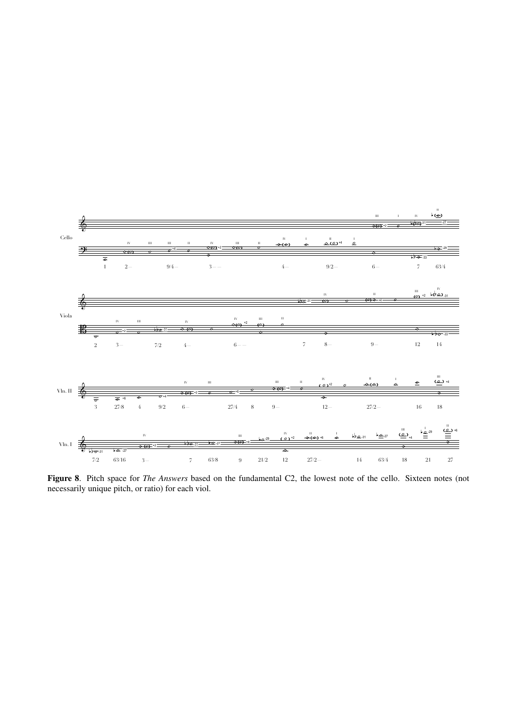**Figure 8**. Pitch space for *The Answers* based on the fundamental C2, the lowest note of the cello. Sixteen notes (not necessarily unique pitch, or ratio) for each viol.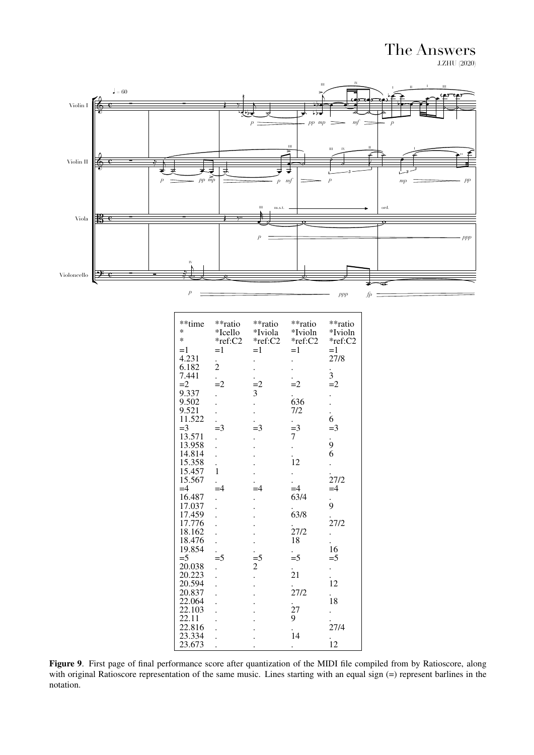| **time | **ratio | **ratio | **ratio | **ratio |
|---|---|---|---|---|
| * | *Icello | *Iviola | *Ivioln | *Ivioln |
| * | *ref:C2 | *ref:C2 | *ref:C2 | *ref:C2 |
| =1 | =1 | =1 | =1 | =1 |
| 4.231 | . | . | . | 27/8 |
| 6.182 | 2 | . | . | . |
| 7.441 | . | . | . | 3 |
| =2 | =2 | =2 | =2 | =2 |
| 9.337 | . | 3 | . | . |
| 9.502 | . | . | 636 | . |
| 9.521 | . | . | 7/2 | . |
| 11.522 | . | . | . | 6 |
| =3 | =3 | =3 | =3 | =3 |
| 13.571 | . | . | 7 | . |
| 13.958 | . | . | . | 9 |
| 14.814 | . | . | . | 6 |
| 15.358 | . | . | 12 | . |
| 15.457 | 1 | . | . | . |
| 15.567 | . | . | . | 27/2 |
| =4 | =4 | =4 | =4 | =4 |
| 16.487 | . | . | 63/4 | . |
| 17.037 | . | . | . | 9 |
| 17.459 | . | . | 63/8 | . |
| 17.776 | . | . | . | 27/2 |
| 18.162 | . | . | 27/2 | . |
| 18.476 | . | . | 18 | . |
| 19.854 | . | . | . | 16 |
| =5 | =5 | =5 | =5 | =5 |
| 20.038 | . | 2 | . | . |
| 20.223 | . | . | 21 | . |
| 20.594 | . | . | . | 12 |
| 20.837 | . | . | 27/2 | . |
| 22.064 | . | . | . | 18 |
| 22.103 | . | . | 27 | . |
| 22.11 | . | . | 9 | . |
| 22.816 | . | . | . | 27/4 |
| 23.334 | . | . | 14 | . |
| 23.673 | . | . | . | 12 |

**Figure 9**. First page of final performance score after quantization of the MIDI file compiled from by Ratioscore, along with original Ratioscore representation of the same music. Lines starting with an equal sign (=) represent barlines in the notation.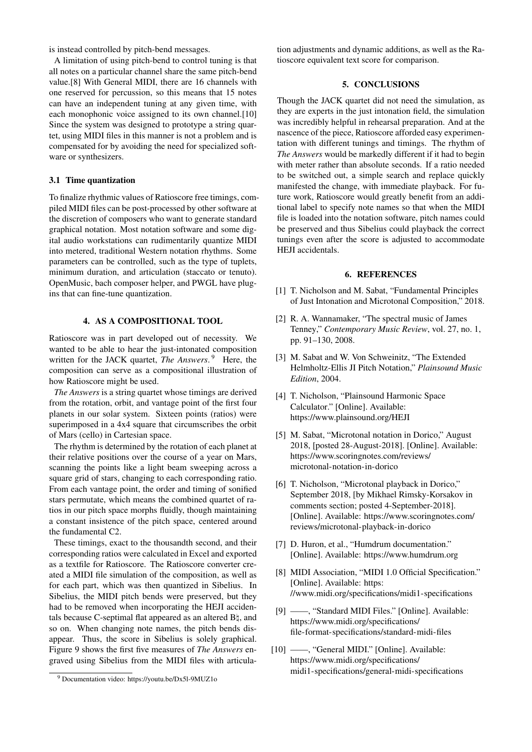is instead controlled by pitch-bend messages.

A limitation of using pitch-bend to control tuning is that all notes on a particular channel share the same pitch-bend value.[8] With General MIDI, there are 16 channels with one reserved for percussion, so this means that 15 notes can have an independent tuning at any given time, with each monophonic voice assigned to its own channel.[10] Since the system was designed to prototype a string quartet, using MIDI files in this manner is not a problem and is compensated for by avoiding the need for specialized software or synthesizers.

### 3.1 Time quantization

To finalize rhythmic values of Ratioscore free timings, compiled MIDI files can be post-processed by other software at the discretion of composers who want to generate standard graphical notation. Most notation software and some digital audio workstations can rudimentarily quantize MIDI into metered, traditional Western notation rhythms. Some parameters can be controlled, such as the type of tuplets, minimum duration, and articulation (staccato or tenuto). OpenMusic, bach composer helper, and PWGL have plugins that can fine-tune quantization.

## 4. AS A COMPOSITIONAL TOOL

Ratioscore was in part developed out of necessity. We wanted to be able to hear the just-intonated composition written for the JACK quartet, *The Answers*.[9] Here, the composition can serve as a compositional illustration of how Ratioscore might be used.

*The Answers* is a string quartet whose timings are derived from the rotation, orbit, and vantage point of the first four planets in our solar system. Sixteen points (ratios) were superimposed in a 4x4 square that circumscribes the orbit of Mars (cello) in Cartesian space.

The rhythm is determined by the rotation of each planet at their relative positions over the course of a year on Mars, scanning the points like a light beam sweeping across a square grid of stars, changing to each corresponding ratio. From each vantage point, the order and timing of sonified stars permutate, which means the combined quartet of ratios in our pitch space morphs fluidly, though maintaining a constant insistence of the pitch space, centered around the fundamental C2.

These timings, exact to the thousandth second, and their corresponding ratios were calculated in Excel and exported as a textfile for Ratioscore. The Ratioscore converter created a MIDI file simulation of the composition, as well as for each part, which was then quantized in Sibelius. In Sibelius, the MIDI pitch bends were preserved, but they had to be removed when incorporating the HEJI accidentals because C-septimal flat appeared as an altered B♮, and so on. When changing note names, the pitch bends disappear. Thus, the score in Sibelius is solely graphical. Figure 9 shows the first five measures of *The Answers* engraved using Sibelius from the MIDI files with articulation adjustments and dynamic additions, as well as the Ratioscore equivalent text score for comparison.

[9] Documentation video: https://youtu.be/Dx5l-9MUZ1o

## 5. CONCLUSIONS

Though the JACK quartet did not need the simulation, as they are experts in the just intonation field, the simulation was incredibly helpful in rehearsal preparation. And at the nascence of the piece, Ratioscore afforded easy experimentation with different tunings and timings. The rhythm of *The Answers* would be markedly different if it had to begin with meter rather than absolute seconds. If a ratio needed to be switched out, a simple search and replace quickly manifested the change, with immediate playback. For future work, Ratioscore would greatly benefit from an additional label to specify note names so that when the MIDI file is loaded into the notation software, pitch names could be preserved and thus Sibelius could playback the correct tunings even after the score is adjusted to accommodate HEJI accidentals.

## 6. REFERENCES

[1] T. Nicholson and M. Sabat, “Fundamental Principles of Just Intonation and Microtonal Composition,” 2018.

[2] R. A. Wannamaker, “The spectral music of James Tenney,” *Contemporary Music Review*, vol. 27, no. 1, pp. 91–130, 2008.

[3] M. Sabat and W. Von Schweinitz, “The Extended Helmholtz-Ellis JI Pitch Notation,” *Plainsound Music Edition*, 2004.

[4] T. Nicholson, “Plainsound Harmonic Space Calculator.” [Online]. Available: https://www.plainsound.org/HEJI

[5] M. Sabat, “Microtonal notation in Dorico,” August 2018, [posted 28-August-2018]. [Online]. Available: https://www.scoringnotes.com/reviews/microtonal-notation-in-dorico

[6] T. Nicholson, “Microtonal playback in Dorico,” September 2018, [by Mikhael Rimsky-Korsakov in comments section; posted 4-September-2018]. [Online]. Available: https://www.scoringnotes.com/reviews/microtonal-playback-in-dorico

[7] D. Huron, et al., “Humdrum documentation.” [Online]. Available: https://www.humdrum.org

[8] MIDI Association, “MIDI 1.0 Official Specification.” [Online]. Available: https://www.midi.org/specifications/midi1-specifications

[9] ——, “Standard MIDI Files.” [Online]. Available: https://www.midi.org/specifications/file-format-specifications/standard-midi-files

[10] ——, “General MIDI.” [Online]. Available: https://www.midi.org/specifications/midi1-specifications/general-midi-specifications